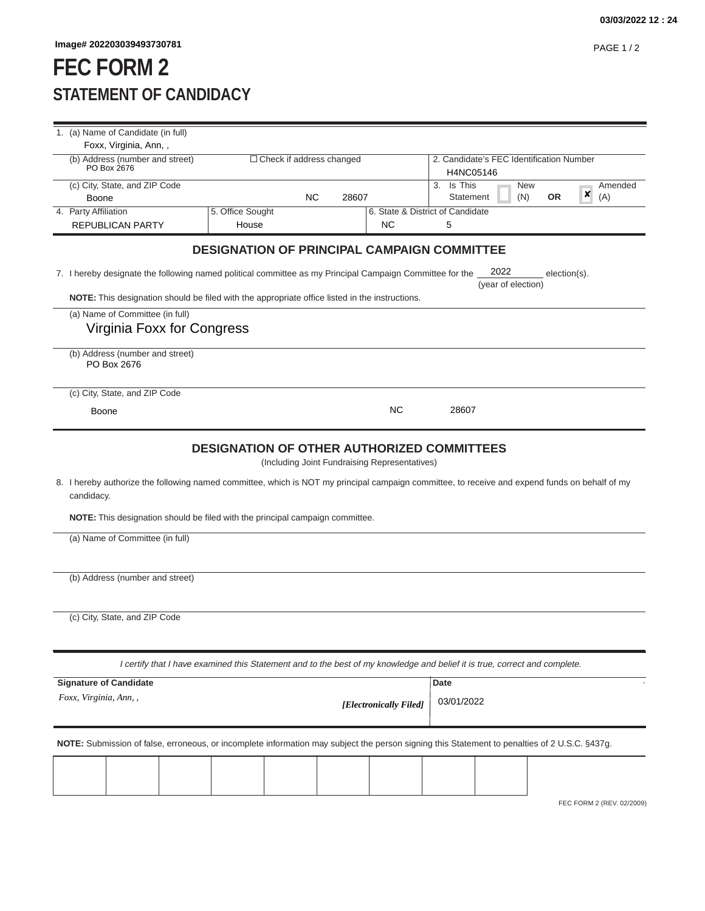Image# 202203039493730781

# FEC FORM 2

## STATEMENT OF CANDIDACY

1. (a) Name of Candidate (in full)
Foxx, Virginia, Ann, ,

(b) Address (number and street)
PO Box 2676

☐ Check if address changed

2. Candidate's FEC Identification Number
H4NC05146

(c) City, State, and ZIP Code
Boone NC 28607

3. Is This Statement ☐ New (N) OR ☒ Amended (A)

| 4. Party Affiliation | 5. Office Sought | 6. State & District of Candidate | |
|---|---|---|---|
| REPUBLICAN PARTY | House | NC | 5 |

### DESIGNATION OF PRINCIPAL CAMPAIGN COMMITTEE

7. I hereby designate the following named political committee as my Principal Campaign Committee for the 2022 (year of election) election(s).

**NOTE:** This designation should be filed with the appropriate office listed in the instructions.

(a) Name of Committee (in full)
Virginia Foxx for Congress

(b) Address (number and street)
PO Box 2676

(c) City, State, and ZIP Code
Boone NC 28607

### DESIGNATION OF OTHER AUTHORIZED COMMITTEES

(Including Joint Fundraising Representatives)

8. I hereby authorize the following named committee, which is NOT my principal campaign committee, to receive and expend funds on behalf of my candidacy.

**NOTE:** This designation should be filed with the principal campaign committee.

(a) Name of Committee (in full)

(b) Address (number and street)

(c) City, State, and ZIP Code

*I certify that I have examined this Statement and to the best of my knowledge and belief it is true, correct and complete.*

| Signature of Candidate | Date |
|---|---|
| *Foxx, Virginia, Ann, ,* ***[Electronically Filed]*** | 03/01/2022 |

**NOTE:** Submission of false, erroneous, or incomplete information may subject the person signing this Statement to penalties of 2 U.S.C. §437g.

FEC FORM 2 (REV. 02/2009)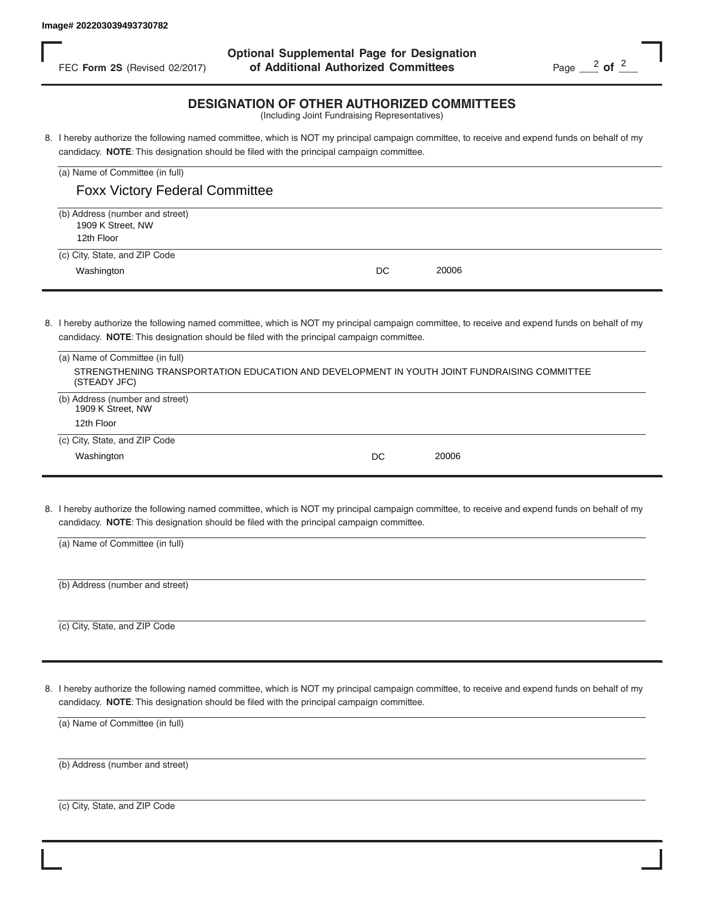Image# 202203039493730782

FEC **Form 2S** (Revised 02/2017)

**Optional Supplemental Page for Designation of Additional Authorized Committees**

## DESIGNATION OF OTHER AUTHORIZED COMMITTEES

(Including Joint Fundraising Representatives)

8. I hereby authorize the following named committee, which is NOT my principal campaign committee, to receive and expend funds on behalf of my candidacy. **NOTE**: This designation should be filed with the principal campaign committee.

(a) Name of Committee (in full)

Foxx Victory Federal Committee

(b) Address (number and street)

1909 K Street, NW
12th Floor

(c) City, State, and ZIP Code

Washington DC 20006

---

8. I hereby authorize the following named committee, which is NOT my principal campaign committee, to receive and expend funds on behalf of my candidacy. **NOTE**: This designation should be filed with the principal campaign committee.

(a) Name of Committee (in full)

STRENGTHENING TRANSPORTATION EDUCATION AND DEVELOPMENT IN YOUTH JOINT FUNDRAISING COMMITTEE (STEADY JFC)

(b) Address (number and street)

1909 K Street, NW
12th Floor

(c) City, State, and ZIP Code

Washington DC 20006

---

8. I hereby authorize the following named committee, which is NOT my principal campaign committee, to receive and expend funds on behalf of my candidacy. **NOTE**: This designation should be filed with the principal campaign committee.

(a) Name of Committee (in full)

(b) Address (number and street)

(c) City, State, and ZIP Code

---

8. I hereby authorize the following named committee, which is NOT my principal campaign committee, to receive and expend funds on behalf of my candidacy. **NOTE**: This designation should be filed with the principal campaign committee.

(a) Name of Committee (in full)

(b) Address (number and street)

(c) City, State, and ZIP Code